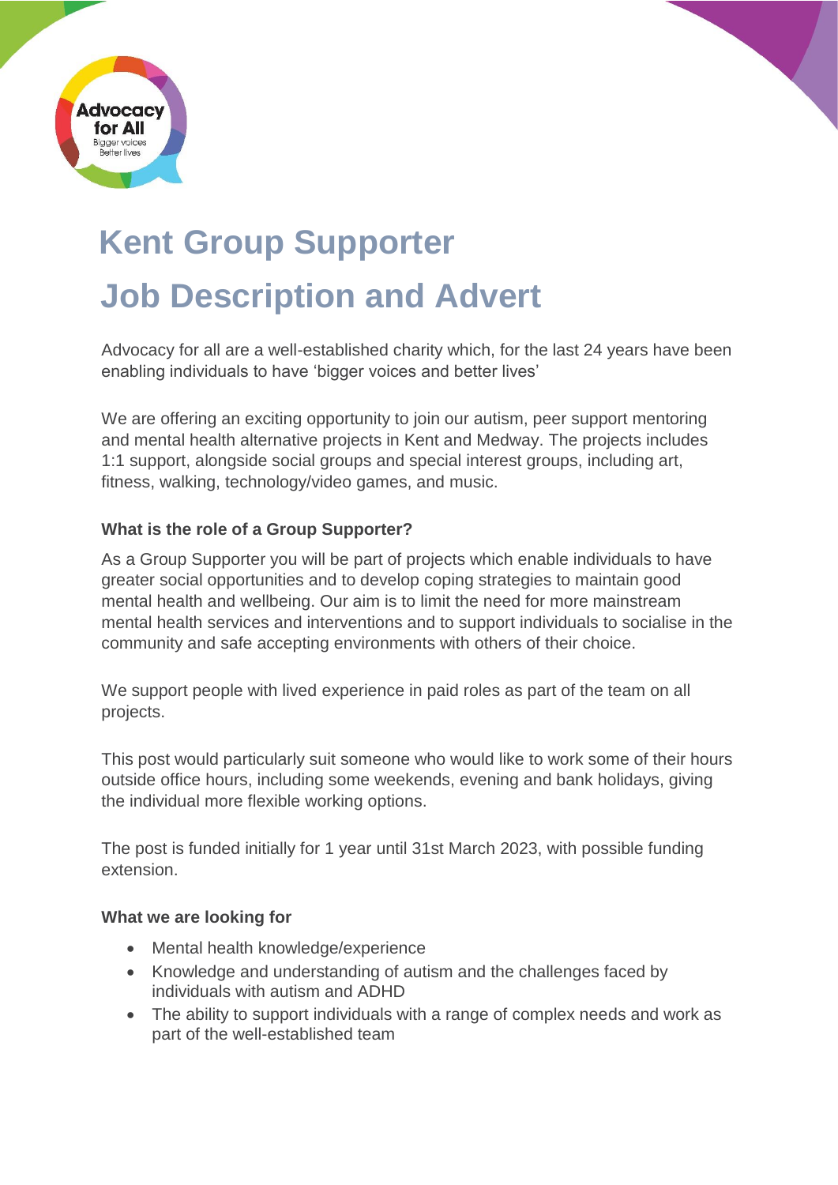# Kent Group Supporter

# Job Description and Advert

Advocacy for all are a well-established charity which, for the last 24 years have been enabling individuals to have 'bigger voices and better lives'

We are offering an exciting opportunity to join our autism, peer support mentoring and mental health alternative projects in Kent and Medway. The projects includes 1:1 support, alongside social groups and special interest groups, including art, fitness, walking, technology/video games, and music.

### What is the role of a Group Supporter?

As a Group Supporter you will be part of projects which enable individuals to have greater social opportunities and to develop coping strategies to maintain good mental health and wellbeing. Our aim is to limit the need for more mainstream mental health services and interventions and to support individuals to socialise in the community and safe accepting environments with others of their choice.

We support people with lived experience in paid roles as part of the team on all projects.

This post would particularly suit someone who would like to work some of their hours outside office hours, including some weekends, evening and bank holidays, giving the individual more flexible working options.

The post is funded initially for 1 year until 31st March 2023, with possible funding extension.

### What we are looking for

- Mental health knowledge/experience
- Knowledge and understanding of autism and the challenges faced by individuals with autism and ADHD
- The ability to support individuals with a range of complex needs and work as part of the well-established team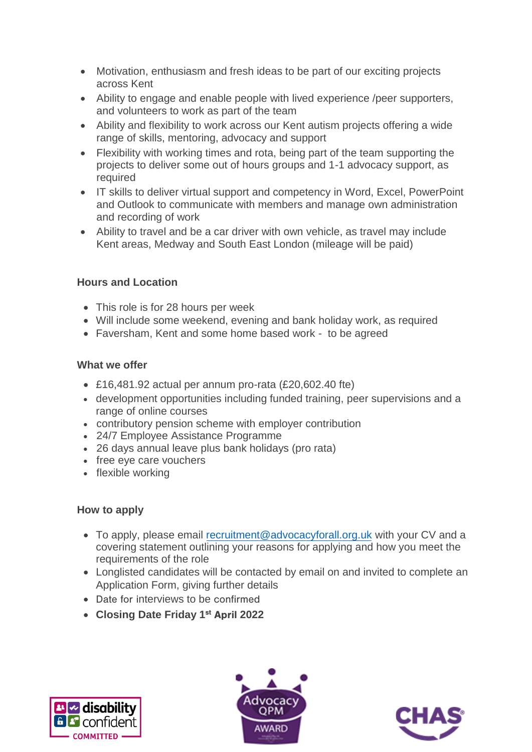- Motivation, enthusiasm and fresh ideas to be part of our exciting projects across Kent
- Ability to engage and enable people with lived experience /peer supporters, and volunteers to work as part of the team
- Ability and flexibility to work across our Kent autism projects offering a wide range of skills, mentoring, advocacy and support
- Flexibility with working times and rota, being part of the team supporting the projects to deliver some out of hours groups and 1-1 advocacy support, as required
- IT skills to deliver virtual support and competency in Word, Excel, PowerPoint and Outlook to communicate with members and manage own administration and recording of work
- Ability to travel and be a car driver with own vehicle, as travel may include Kent areas, Medway and South East London (mileage will be paid)

**Hours and Location**

- This role is for 28 hours per week
- Will include some weekend, evening and bank holiday work, as required
- Faversham, Kent and some home based work - to be agreed

**What we offer**

- £16,481.92 actual per annum pro-rata (£20,602.40 fte)
- development opportunities including funded training, peer supervisions and a range of online courses
- contributory pension scheme with employer contribution
- 24/7 Employee Assistance Programme
- 26 days annual leave plus bank holidays (pro rata)
- free eye care vouchers
- flexible working

**How to apply**

- To apply, please email recruitment@advocacyforall.org.uk with your CV and a covering statement outlining your reasons for applying and how you meet the requirements of the role
- Longlisted candidates will be contacted by email on and invited to complete an Application Form, giving further details
- Date for interviews to be confirmed
- **Closing Date Friday 1st April 2022**

disability confident COMMITTED

Advocacy QPM AWARD

CHAS